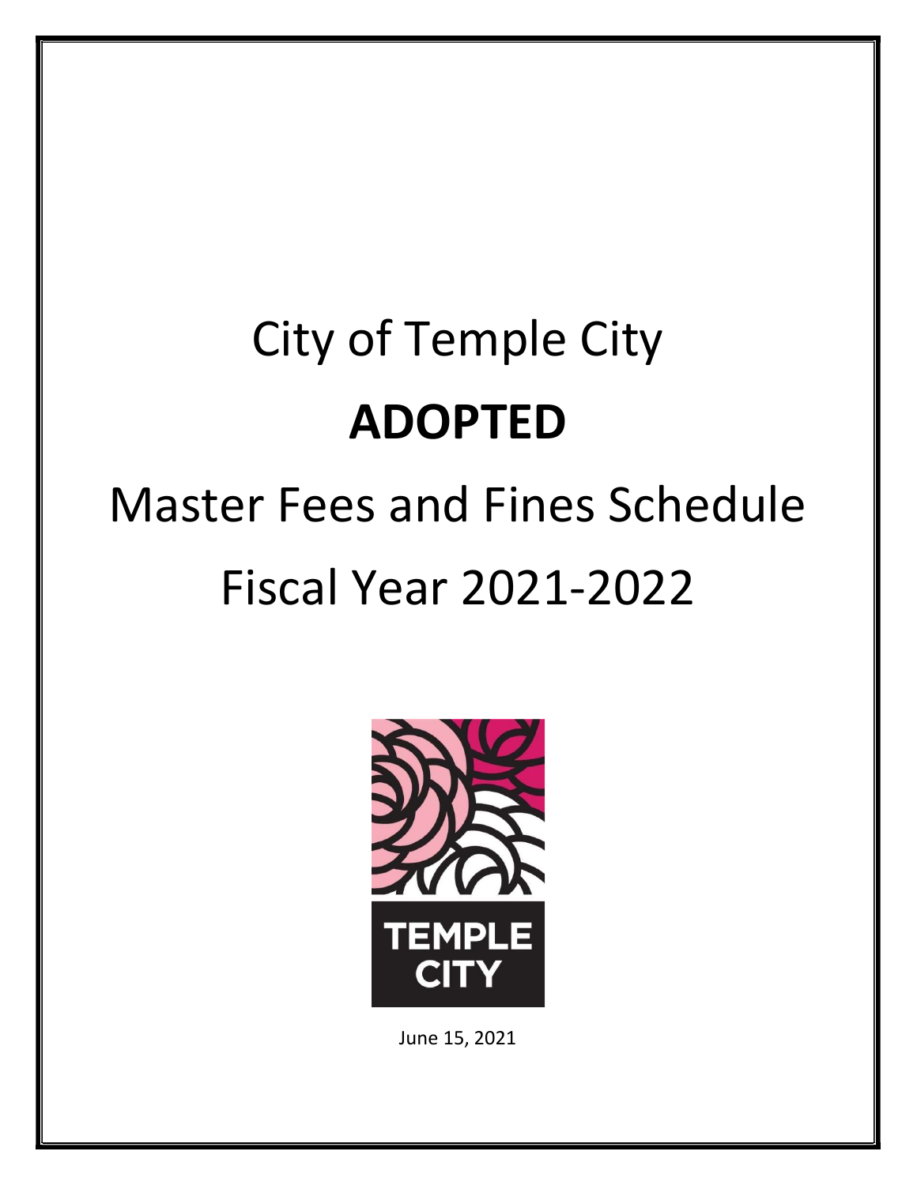# City of Temple City

# ADOPTED

# Master Fees and Fines Schedule

# Fiscal Year 2021-2022

TEMPLE CITY

June 15, 2021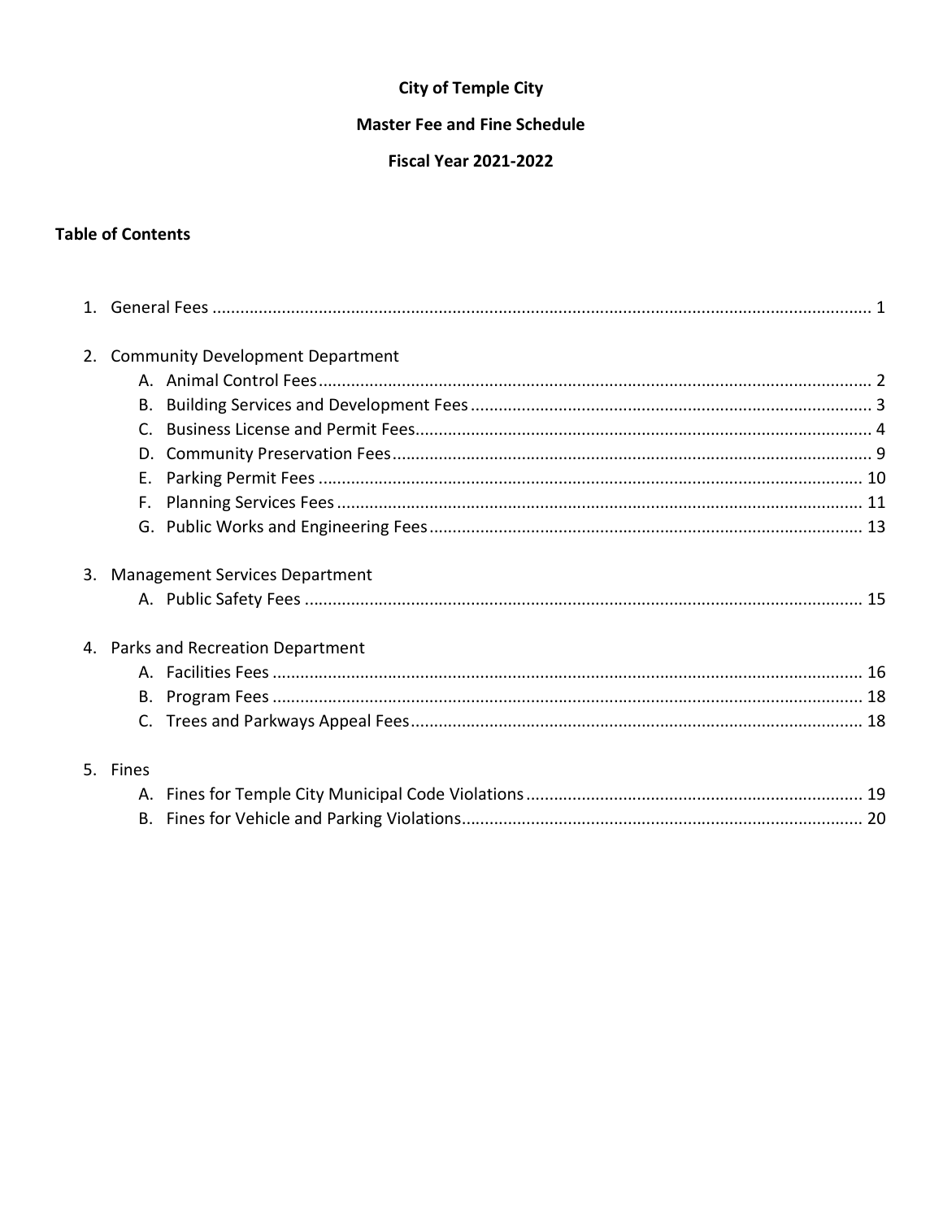# City of Temple City

## Master Fee and Fine Schedule

## Fiscal Year 2021-2022

### Table of Contents

1. General Fees ........................................ 1
2. Community Development Department
   - A. Animal Control Fees ........................................ 2
   - B. Building Services and Development Fees ........................................ 3
   - C. Business License and Permit Fees ........................................ 4
   - D. Community Preservation Fees ........................................ 9
   - E. Parking Permit Fees ........................................ 10
   - F. Planning Services Fees ........................................ 11
   - G. Public Works and Engineering Fees ........................................ 13
3. Management Services Department
   - A. Public Safety Fees ........................................ 15
4. Parks and Recreation Department
   - A. Facilities Fees ........................................ 16
   - B. Program Fees ........................................ 18
   - C. Trees and Parkways Appeal Fees ........................................ 18
5. Fines
   - A. Fines for Temple City Municipal Code Violations ........................................ 19
   - B. Fines for Vehicle and Parking Violations ........................................ 20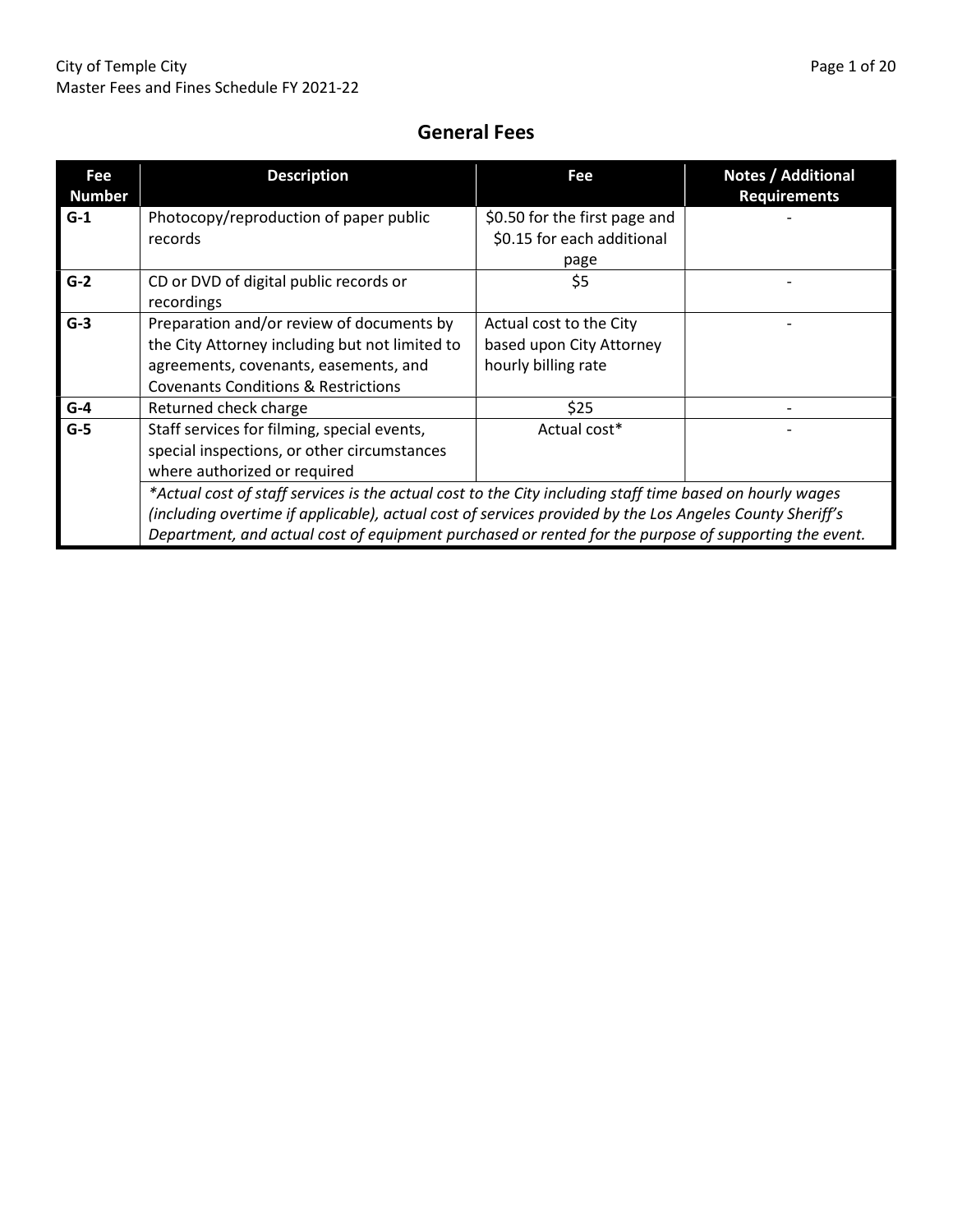## General Fees

| Fee Number | Description | Fee | Notes / Additional Requirements |
|---|---|---|---|
| **G-1** | Photocopy/reproduction of paper public records | $0.50 for the first page and $0.15 for each additional page | - |
| **G-2** | CD or DVD of digital public records or recordings | $5 | - |
| **G-3** | Preparation and/or review of documents by the City Attorney including but not limited to agreements, covenants, easements, and Covenants Conditions & Restrictions | Actual cost to the City based upon City Attorney hourly billing rate | - |
| **G-4** | Returned check charge | $25 | - |
| **G-5** | Staff services for filming, special events, special inspections, or other circumstances where authorized or required | Actual cost* | - |
| | *\*Actual cost of staff services is the actual cost to the City including staff time based on hourly wages (including overtime if applicable), actual cost of services provided by the Los Angeles County Sheriff's Department, and actual cost of equipment purchased or rented for the purpose of supporting the event.* | | |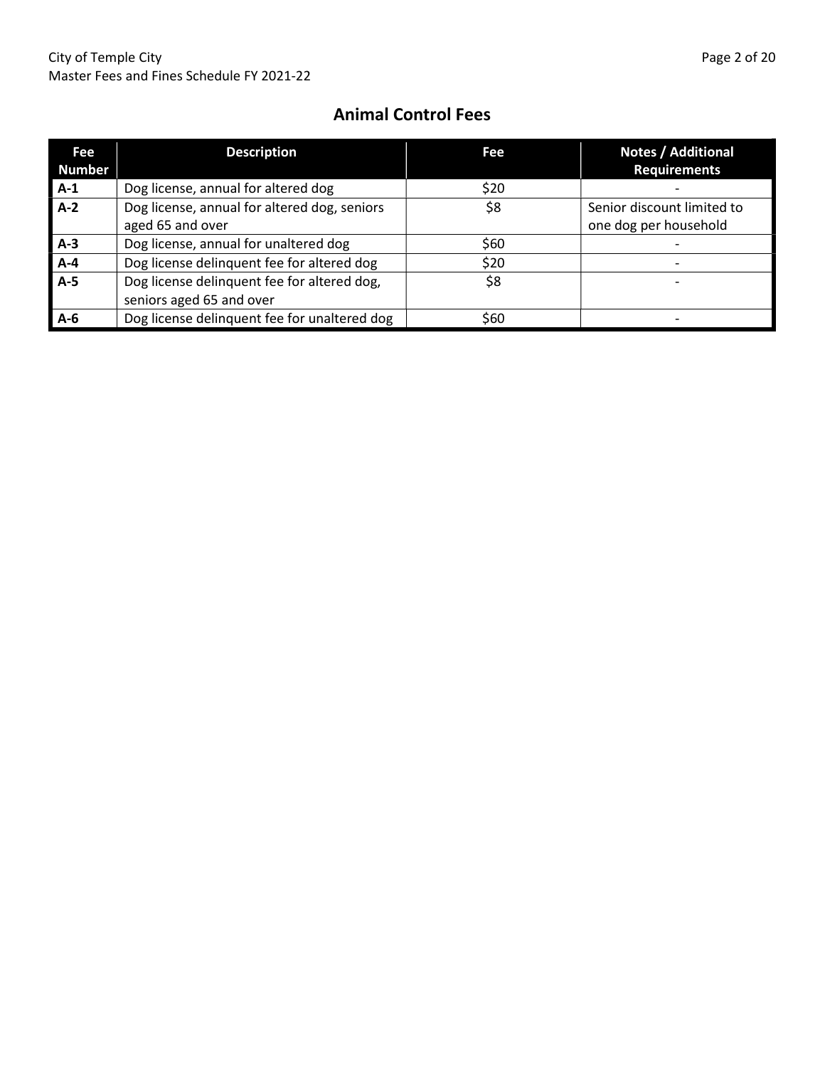## Animal Control Fees

| Fee Number | Description | Fee | Notes / Additional Requirements |
|---|---|---|---|
| **A-1** | Dog license, annual for altered dog | $20 | - |
| **A-2** | Dog license, annual for altered dog, seniors aged 65 and over | $8 | Senior discount limited to one dog per household |
| **A-3** | Dog license, annual for unaltered dog | $60 | - |
| **A-4** | Dog license delinquent fee for altered dog | $20 | - |
| **A-5** | Dog license delinquent fee for altered dog, seniors aged 65 and over | $8 | - |
| **A-6** | Dog license delinquent fee for unaltered dog | $60 | - |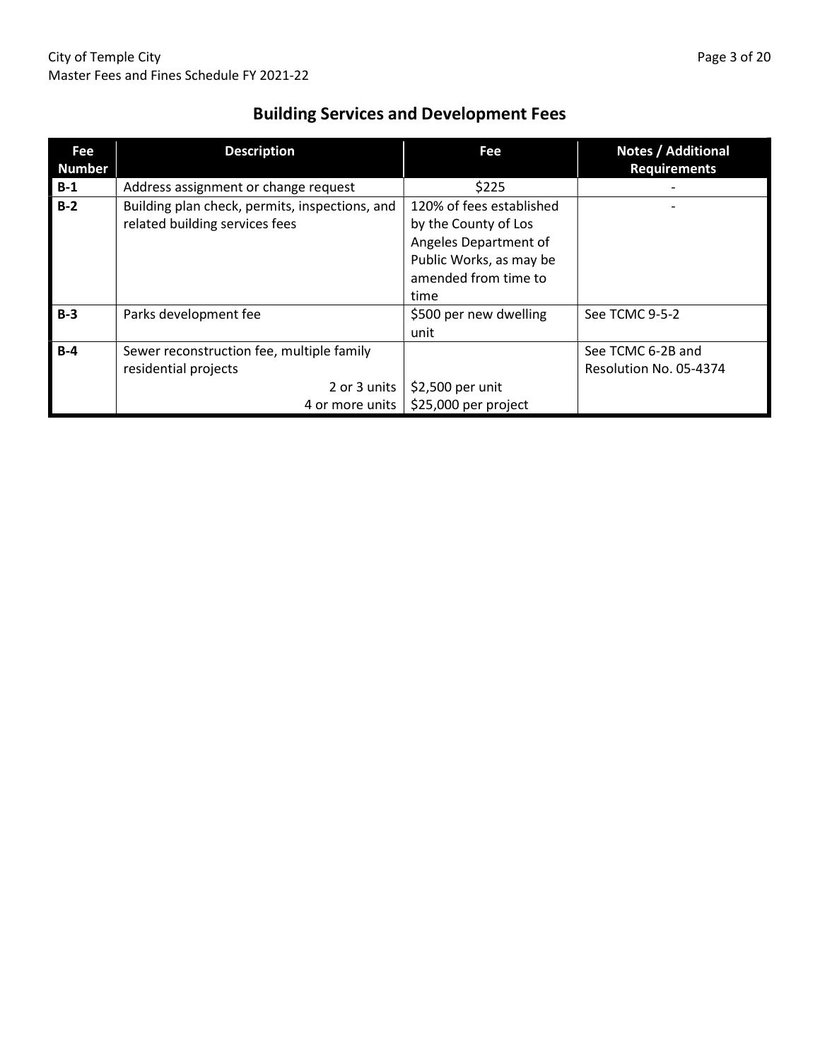## Building Services and Development Fees

| Fee Number | Description | Fee | Notes / Additional Requirements |
|---|---|---|---|
| **B-1** | Address assignment or change request | $225 | - |
| **B-2** | Building plan check, permits, inspections, and related building services fees | 120% of fees established by the County of Los Angeles Department of Public Works, as may be amended from time to time | - |
| **B-3** | Parks development fee | $500 per new dwelling unit | See TCMC 9-5-2 |
| **B-4** | Sewer reconstruction fee, multiple family residential projects | | See TCMC 6-2B and Resolution No. 05-4374 |
| | 2 or 3 units | $2,500 per unit | |
| | 4 or more units | $25,000 per project | |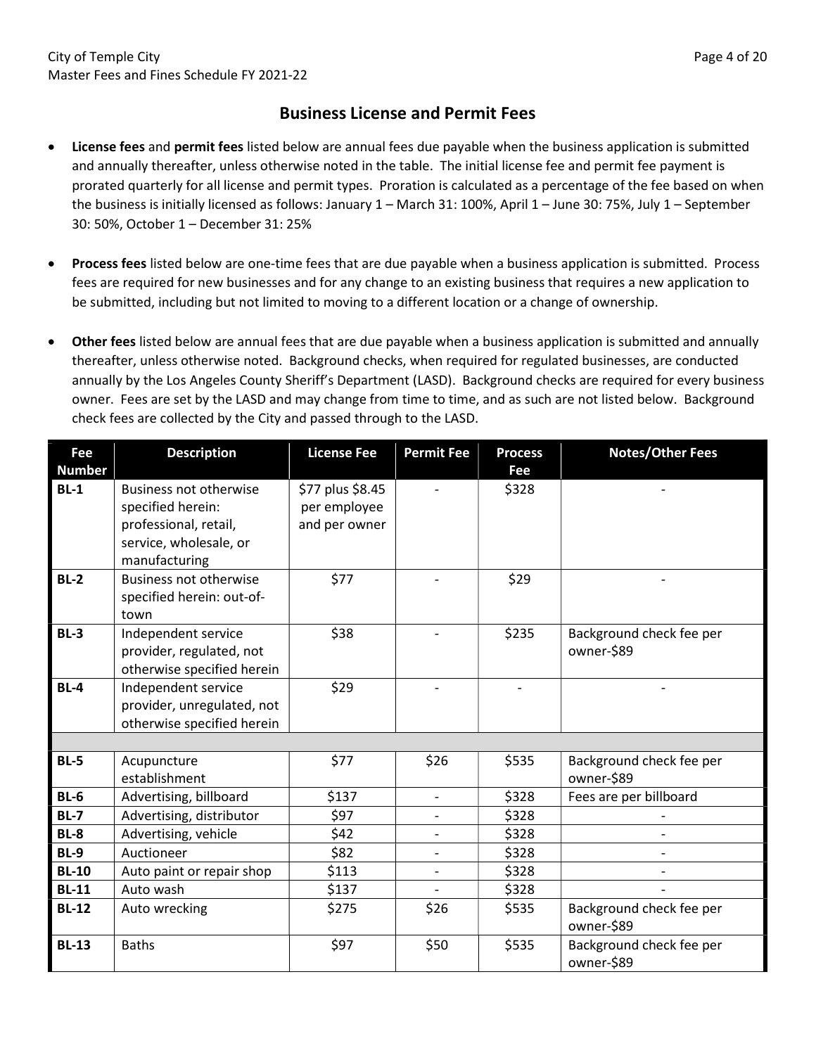## Business License and Permit Fees

- **License fees** and **permit fees** listed below are annual fees due payable when the business application is submitted and annually thereafter, unless otherwise noted in the table. The initial license fee and permit fee payment is prorated quarterly for all license and permit types. Proration is calculated as a percentage of the fee based on when the business is initially licensed as follows: January 1 – March 31: 100%, April 1 – June 30: 75%, July 1 – September 30: 50%, October 1 – December 31: 25%

- **Process fees** listed below are one-time fees that are due payable when a business application is submitted. Process fees are required for new businesses and for any change to an existing business that requires a new application to be submitted, including but not limited to moving to a different location or a change of ownership.

- **Other fees** listed below are annual fees that are due payable when a business application is submitted and annually thereafter, unless otherwise noted. Background checks, when required for regulated businesses, are conducted annually by the Los Angeles County Sheriff's Department (LASD). Background checks are required for every business owner. Fees are set by the LASD and may change from time to time, and as such are not listed below. Background check fees are collected by the City and passed through to the LASD.

| Fee Number | Description | License Fee | Permit Fee | Process Fee | Notes/Other Fees |
|---|---|---|---|---|---|
| **BL-1** | Business not otherwise specified herein: professional, retail, service, wholesale, or manufacturing | $77 plus $8.45 per employee and per owner | - | $328 | - |
| **BL-2** | Business not otherwise specified herein: out-of-town | $77 | - | $29 | - |
| **BL-3** | Independent service provider, regulated, not otherwise specified herein | $38 | - | $235 | Background check fee per owner-$89 |
| **BL-4** | Independent service provider, unregulated, not otherwise specified herein | $29 | - | - | - |
| | | | | | |
| **BL-5** | Acupuncture establishment | $77 | $26 | $535 | Background check fee per owner-$89 |
| **BL-6** | Advertising, billboard | $137 | - | $328 | Fees are per billboard |
| **BL-7** | Advertising, distributor | $97 | - | $328 | - |
| **BL-8** | Advertising, vehicle | $42 | - | $328 | - |
| **BL-9** | Auctioneer | $82 | - | $328 | - |
| **BL-10** | Auto paint or repair shop | $113 | - | $328 | - |
| **BL-11** | Auto wash | $137 | - | $328 | - |
| **BL-12** | Auto wrecking | $275 | $26 | $535 | Background check fee per owner-$89 |
| **BL-13** | Baths | $97 | $50 | $535 | Background check fee per owner-$89 |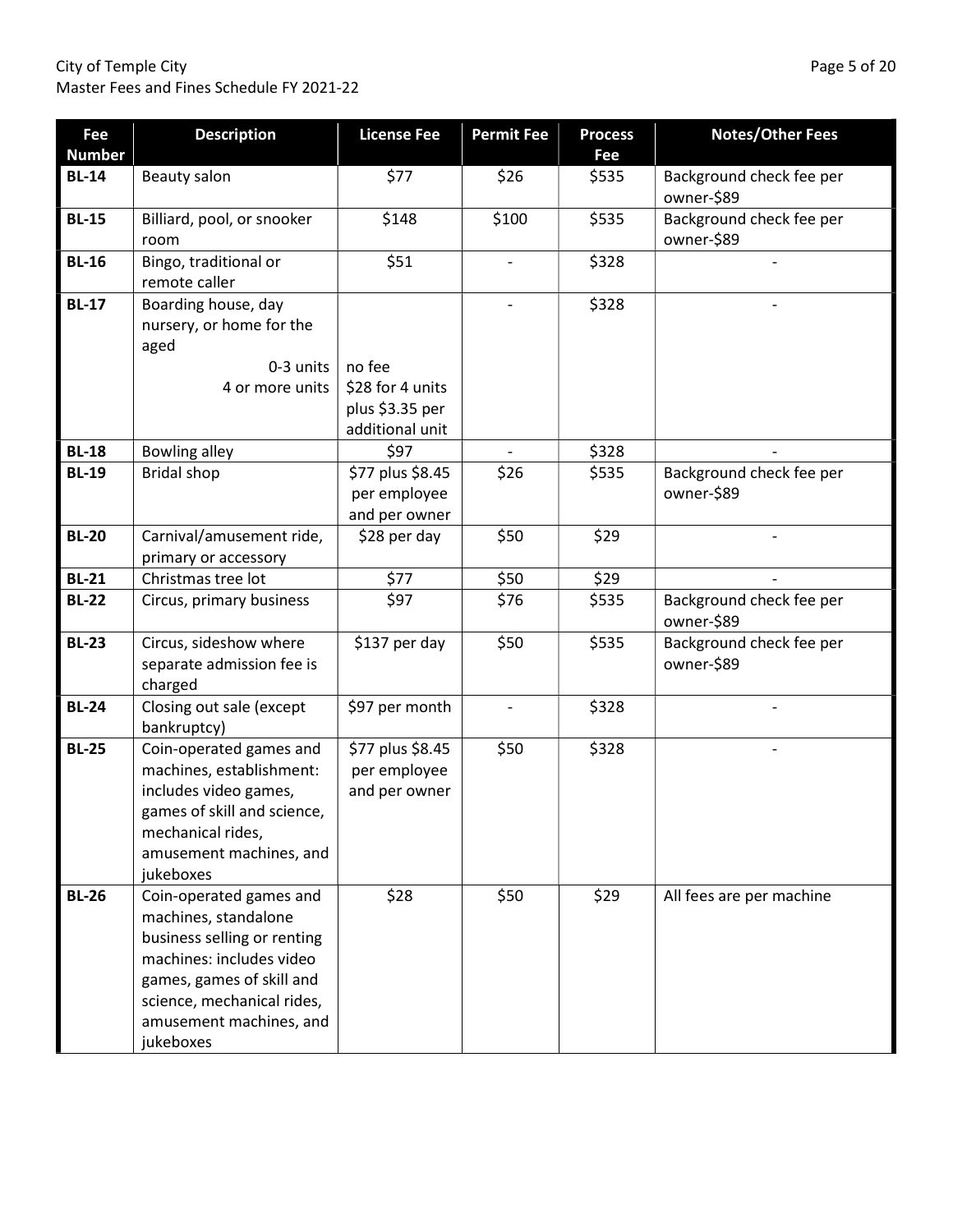| Fee Number | Description | License Fee | Permit Fee | Process Fee | Notes/Other Fees |
|---|---|---|---|---|---|
| **BL-14** | Beauty salon | $77 | $26 | $535 | Background check fee per owner-$89 |
| **BL-15** | Billiard, pool, or snooker room | $148 | $100 | $535 | Background check fee per owner-$89 |
| **BL-16** | Bingo, traditional or remote caller | $51 | - | $328 | - |
| **BL-17** | Boarding house, day nursery, or home for the aged<br>0-3 units<br>4 or more units | <br>no fee<br>$28 for 4 units plus $3.35 per additional unit | - | $328 | - |
| **BL-18** | Bowling alley | $97 | - | $328 | - |
| **BL-19** | Bridal shop | $77 plus $8.45 per employee and per owner | $26 | $535 | Background check fee per owner-$89 |
| **BL-20** | Carnival/amusement ride, primary or accessory | $28 per day | $50 | $29 | - |
| **BL-21** | Christmas tree lot | $77 | $50 | $29 | - |
| **BL-22** | Circus, primary business | $97 | $76 | $535 | Background check fee per owner-$89 |
| **BL-23** | Circus, sideshow where separate admission fee is charged | $137 per day | $50 | $535 | Background check fee per owner-$89 |
| **BL-24** | Closing out sale (except bankruptcy) | $97 per month | - | $328 | - |
| **BL-25** | Coin-operated games and machines, establishment: includes video games, games of skill and science, mechanical rides, amusement machines, and jukeboxes | $77 plus $8.45 per employee and per owner | $50 | $328 | - |
| **BL-26** | Coin-operated games and machines, standalone business selling or renting machines: includes video games, games of skill and science, mechanical rides, amusement machines, and jukeboxes | $28 | $50 | $29 | All fees are per machine |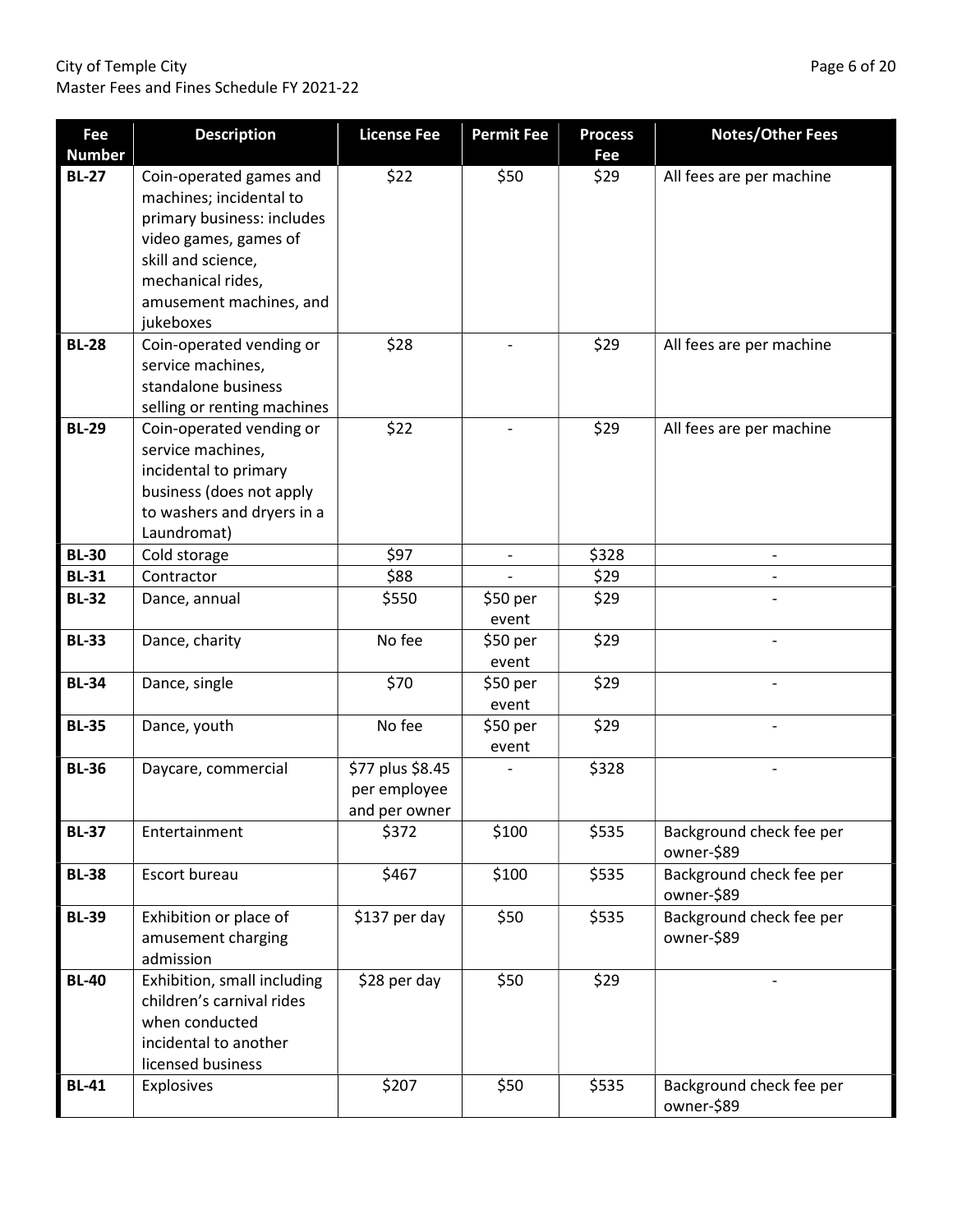| Fee Number | Description | License Fee | Permit Fee | Process Fee | Notes/Other Fees |
|---|---|---|---|---|---|
| **BL-27** | Coin-operated games and machines; incidental to primary business: includes video games, games of skill and science, mechanical rides, amusement machines, and jukeboxes | $22 | $50 | $29 | All fees are per machine |
| **BL-28** | Coin-operated vending or service machines, standalone business selling or renting machines | $28 | - | $29 | All fees are per machine |
| **BL-29** | Coin-operated vending or service machines, incidental to primary business (does not apply to washers and dryers in a Laundromat) | $22 | - | $29 | All fees are per machine |
| **BL-30** | Cold storage | $97 | - | $328 | - |
| **BL-31** | Contractor | $88 | - | $29 | - |
| **BL-32** | Dance, annual | $550 | $50 per event | $29 | - |
| **BL-33** | Dance, charity | No fee | $50 per event | $29 | - |
| **BL-34** | Dance, single | $70 | $50 per event | $29 | - |
| **BL-35** | Dance, youth | No fee | $50 per event | $29 | - |
| **BL-36** | Daycare, commercial | $77 plus $8.45 per employee and per owner | - | $328 | - |
| **BL-37** | Entertainment | $372 | $100 | $535 | Background check fee per owner-$89 |
| **BL-38** | Escort bureau | $467 | $100 | $535 | Background check fee per owner-$89 |
| **BL-39** | Exhibition or place of amusement charging admission | $137 per day | $50 | $535 | Background check fee per owner-$89 |
| **BL-40** | Exhibition, small including children's carnival rides when conducted incidental to another licensed business | $28 per day | $50 | $29 | - |
| **BL-41** | Explosives | $207 | $50 | $535 | Background check fee per owner-$89 |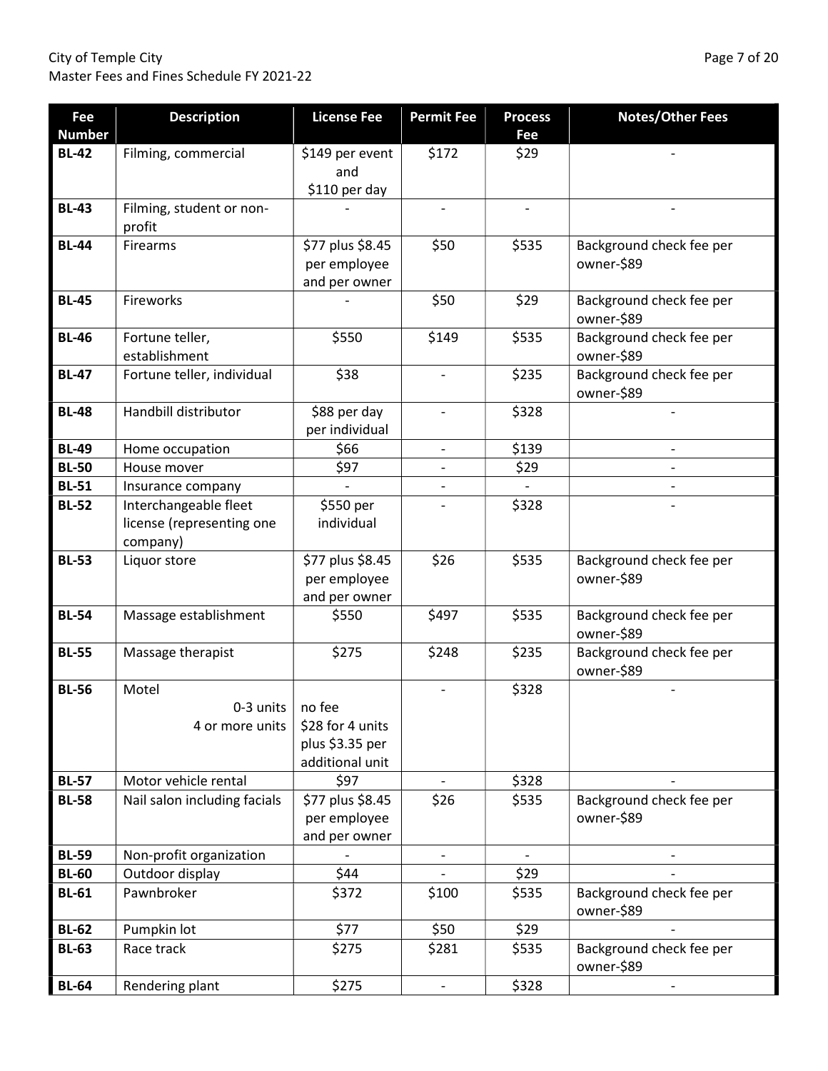| Fee Number | Description | License Fee | Permit Fee | Process Fee | Notes/Other Fees |
|---|---|---|---|---|---|
| **BL-42** | Filming, commercial | $149 per event and $110 per day | $172 | $29 | - |
| **BL-43** | Filming, student or non-profit | - | - | - | - |
| **BL-44** | Firearms | $77 plus $8.45 per employee and per owner | $50 | $535 | Background check fee per owner-$89 |
| **BL-45** | Fireworks | - | $50 | $29 | Background check fee per owner-$89 |
| **BL-46** | Fortune teller, establishment | $550 | $149 | $535 | Background check fee per owner-$89 |
| **BL-47** | Fortune teller, individual | $38 | - | $235 | Background check fee per owner-$89 |
| **BL-48** | Handbill distributor | $88 per day per individual | - | $328 | - |
| **BL-49** | Home occupation | $66 | - | $139 | - |
| **BL-50** | House mover | $97 | - | $29 | - |
| **BL-51** | Insurance company | - | - | - | - |
| **BL-52** | Interchangeable fleet license (representing one company) | $550 per individual | - | $328 | - |
| **BL-53** | Liquor store | $77 plus $8.45 per employee and per owner | $26 | $535 | Background check fee per owner-$89 |
| **BL-54** | Massage establishment | $550 | $497 | $535 | Background check fee per owner-$89 |
| **BL-55** | Massage therapist | $275 | $248 | $235 | Background check fee per owner-$89 |
| **BL-56** | Motel<br>0-3 units<br>4 or more units | <br>no fee<br>$28 for 4 units plus $3.35 per additional unit | - | $328 | - |
| **BL-57** | Motor vehicle rental | $97 | - | $328 | - |
| **BL-58** | Nail salon including facials | $77 plus $8.45 per employee and per owner | $26 | $535 | Background check fee per owner-$89 |
| **BL-59** | Non-profit organization | - | - | - | - |
| **BL-60** | Outdoor display | $44 | - | $29 | - |
| **BL-61** | Pawnbroker | $372 | $100 | $535 | Background check fee per owner-$89 |
| **BL-62** | Pumpkin lot | $77 | $50 | $29 | - |
| **BL-63** | Race track | $275 | $281 | $535 | Background check fee per owner-$89 |
| **BL-64** | Rendering plant | $275 | - | $328 | - |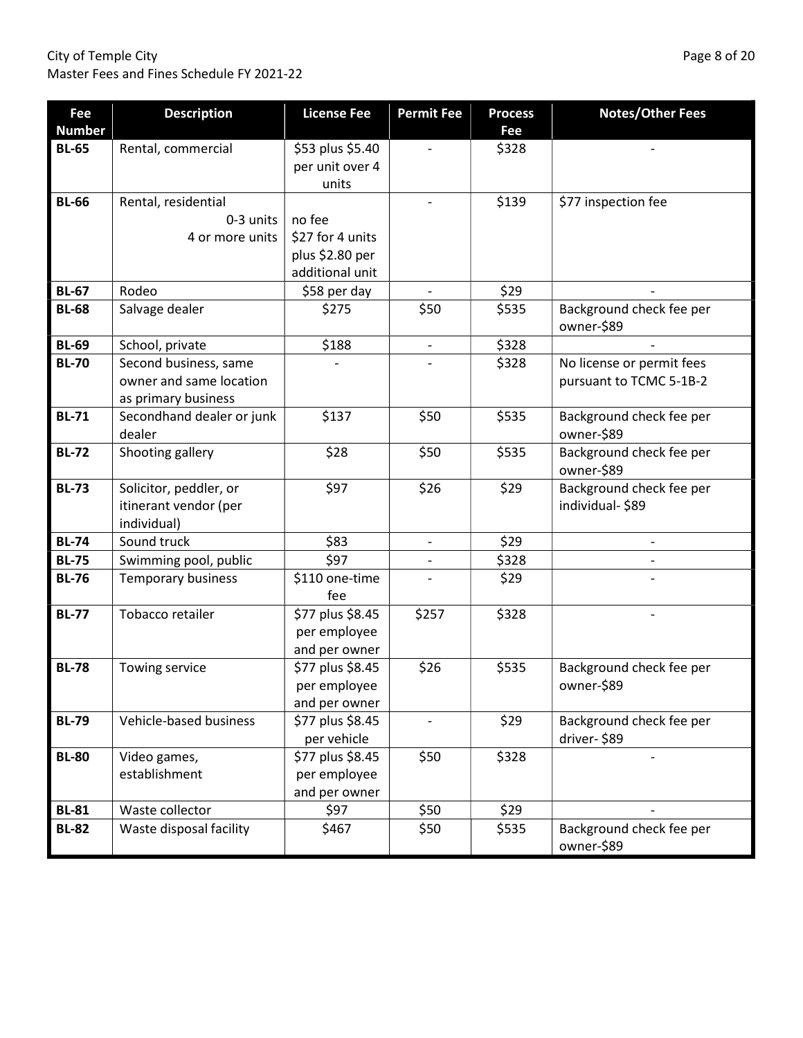| Fee Number | Description | License Fee | Permit Fee | Process Fee | Notes/Other Fees |
|---|---|---|---|---|---|
| **BL-65** | Rental, commercial | $53 plus $5.40 per unit over 4 units | - | $328 | - |
| **BL-66** | Rental, residential<br>0-3 units<br>4 or more units | <br>no fee<br>$27 for 4 units plus $2.80 per additional unit | - | $139 | $77 inspection fee |
| **BL-67** | Rodeo | $58 per day | - | $29 | - |
| **BL-68** | Salvage dealer | $275 | $50 | $535 | Background check fee per owner-$89 |
| **BL-69** | School, private | $188 | - | $328 | - |
| **BL-70** | Second business, same owner and same location as primary business | - | - | $328 | No license or permit fees pursuant to TCMC 5-1B-2 |
| **BL-71** | Secondhand dealer or junk dealer | $137 | $50 | $535 | Background check fee per owner-$89 |
| **BL-72** | Shooting gallery | $28 | $50 | $535 | Background check fee per owner-$89 |
| **BL-73** | Solicitor, peddler, or itinerant vendor (per individual) | $97 | $26 | $29 | Background check fee per individual- $89 |
| **BL-74** | Sound truck | $83 | - | $29 | - |
| **BL-75** | Swimming pool, public | $97 | - | $328 | - |
| **BL-76** | Temporary business | $110 one-time fee | - | $29 | - |
| **BL-77** | Tobacco retailer | $77 plus $8.45 per employee and per owner | $257 | $328 | - |
| **BL-78** | Towing service | $77 plus $8.45 per employee and per owner | $26 | $535 | Background check fee per owner-$89 |
| **BL-79** | Vehicle-based business | $77 plus $8.45 per vehicle | - | $29 | Background check fee per driver- $89 |
| **BL-80** | Video games, establishment | $77 plus $8.45 per employee and per owner | $50 | $328 | - |
| **BL-81** | Waste collector | $97 | $50 | $29 | - |
| **BL-82** | Waste disposal facility | $467 | $50 | $535 | Background check fee per owner-$89 |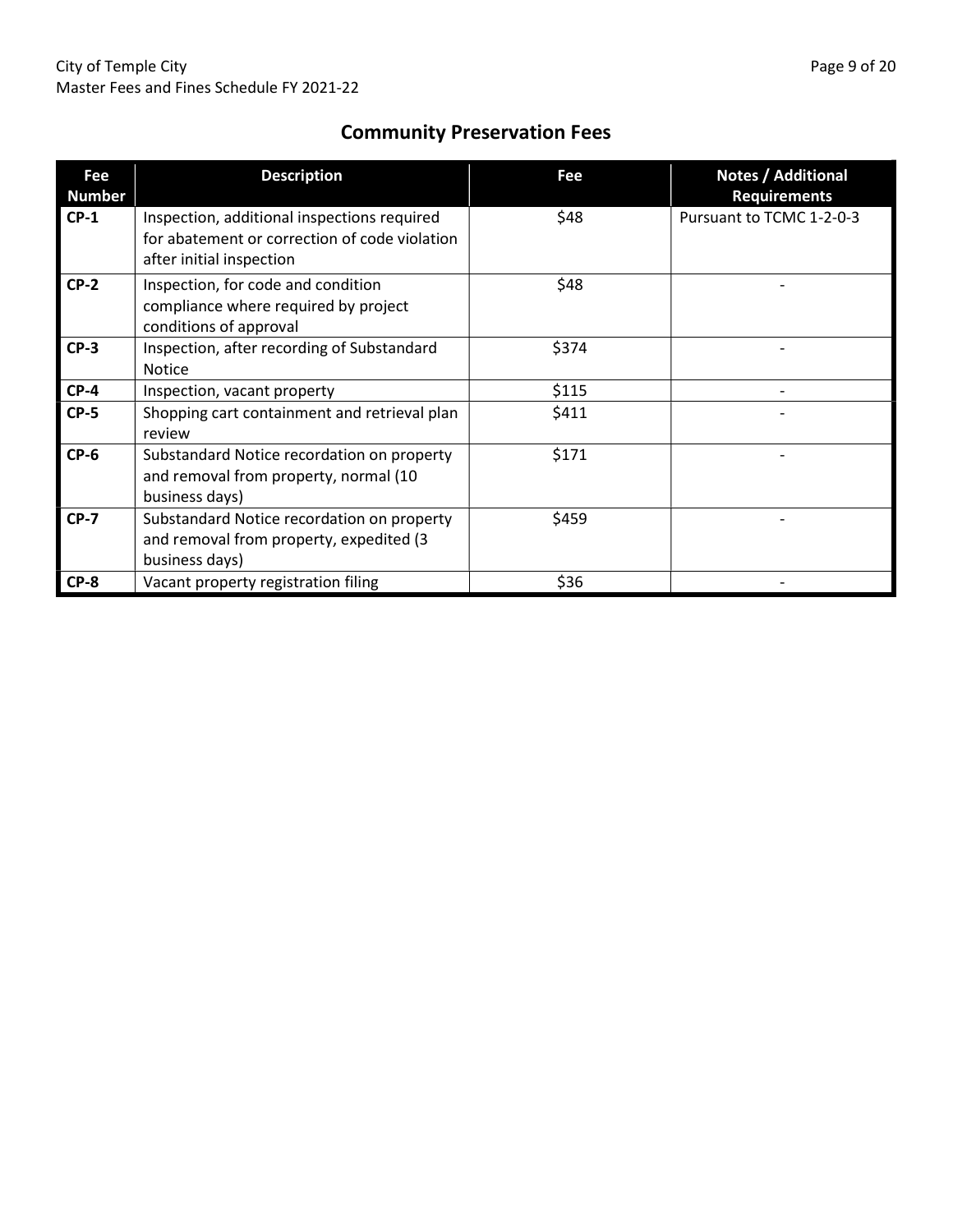## Community Preservation Fees

| Fee Number | Description | Fee | Notes / Additional Requirements |
|---|---|---|---|
| **CP-1** | Inspection, additional inspections required for abatement or correction of code violation after initial inspection | $48 | Pursuant to TCMC 1-2-0-3 |
| **CP-2** | Inspection, for code and condition compliance where required by project conditions of approval | $48 | - |
| **CP-3** | Inspection, after recording of Substandard Notice | $374 | - |
| **CP-4** | Inspection, vacant property | $115 | - |
| **CP-5** | Shopping cart containment and retrieval plan review | $411 | - |
| **CP-6** | Substandard Notice recordation on property and removal from property, normal (10 business days) | $171 | - |
| **CP-7** | Substandard Notice recordation on property and removal from property, expedited (3 business days) | $459 | - |
| **CP-8** | Vacant property registration filing | $36 | - |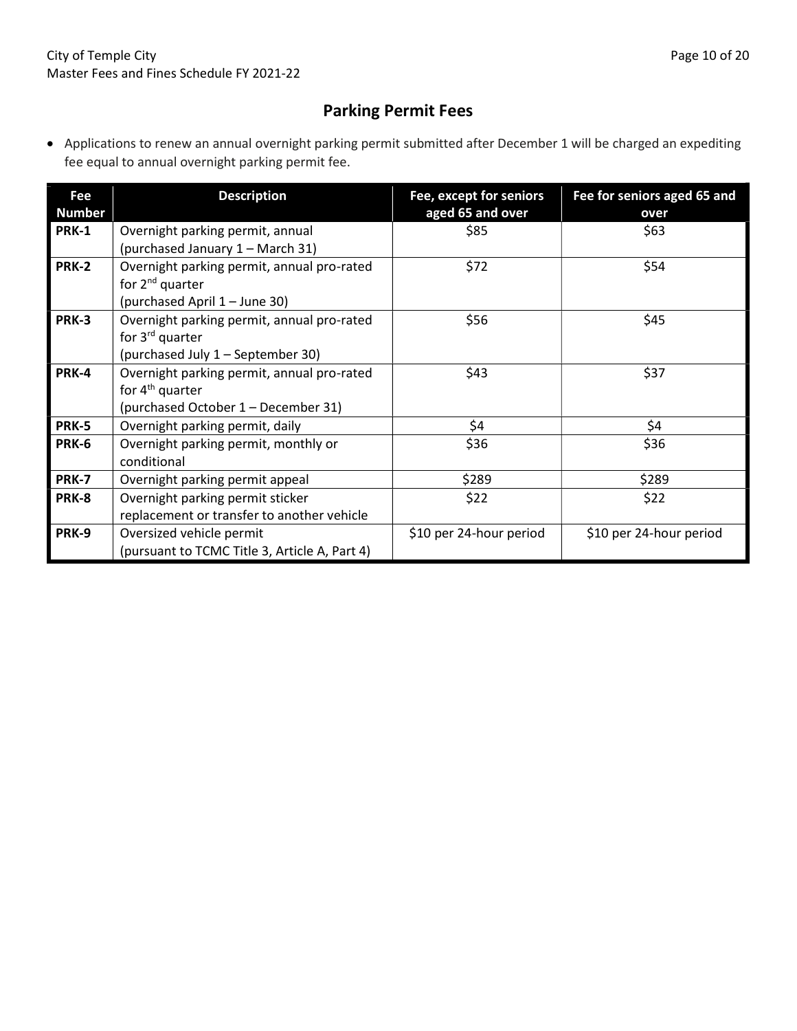## Parking Permit Fees

- Applications to renew an annual overnight parking permit submitted after December 1 will be charged an expediting fee equal to annual overnight parking permit fee.

| Fee Number | Description | Fee, except for seniors aged 65 and over | Fee for seniors aged 65 and over |
|---|---|---|---|
| **PRK-1** | Overnight parking permit, annual (purchased January 1 – March 31) | $85 | $63 |
| **PRK-2** | Overnight parking permit, annual pro-rated for 2nd quarter (purchased April 1 – June 30) | $72 | $54 |
| **PRK-3** | Overnight parking permit, annual pro-rated for 3rd quarter (purchased July 1 – September 30) | $56 | $45 |
| **PRK-4** | Overnight parking permit, annual pro-rated for 4th quarter (purchased October 1 – December 31) | $43 | $37 |
| **PRK-5** | Overnight parking permit, daily | $4 | $4 |
| **PRK-6** | Overnight parking permit, monthly or conditional | $36 | $36 |
| **PRK-7** | Overnight parking permit appeal | $289 | $289 |
| **PRK-8** | Overnight parking permit sticker replacement or transfer to another vehicle | $22 | $22 |
| **PRK-9** | Oversized vehicle permit (pursuant to TCMC Title 3, Article A, Part 4) | $10 per 24-hour period | $10 per 24-hour period |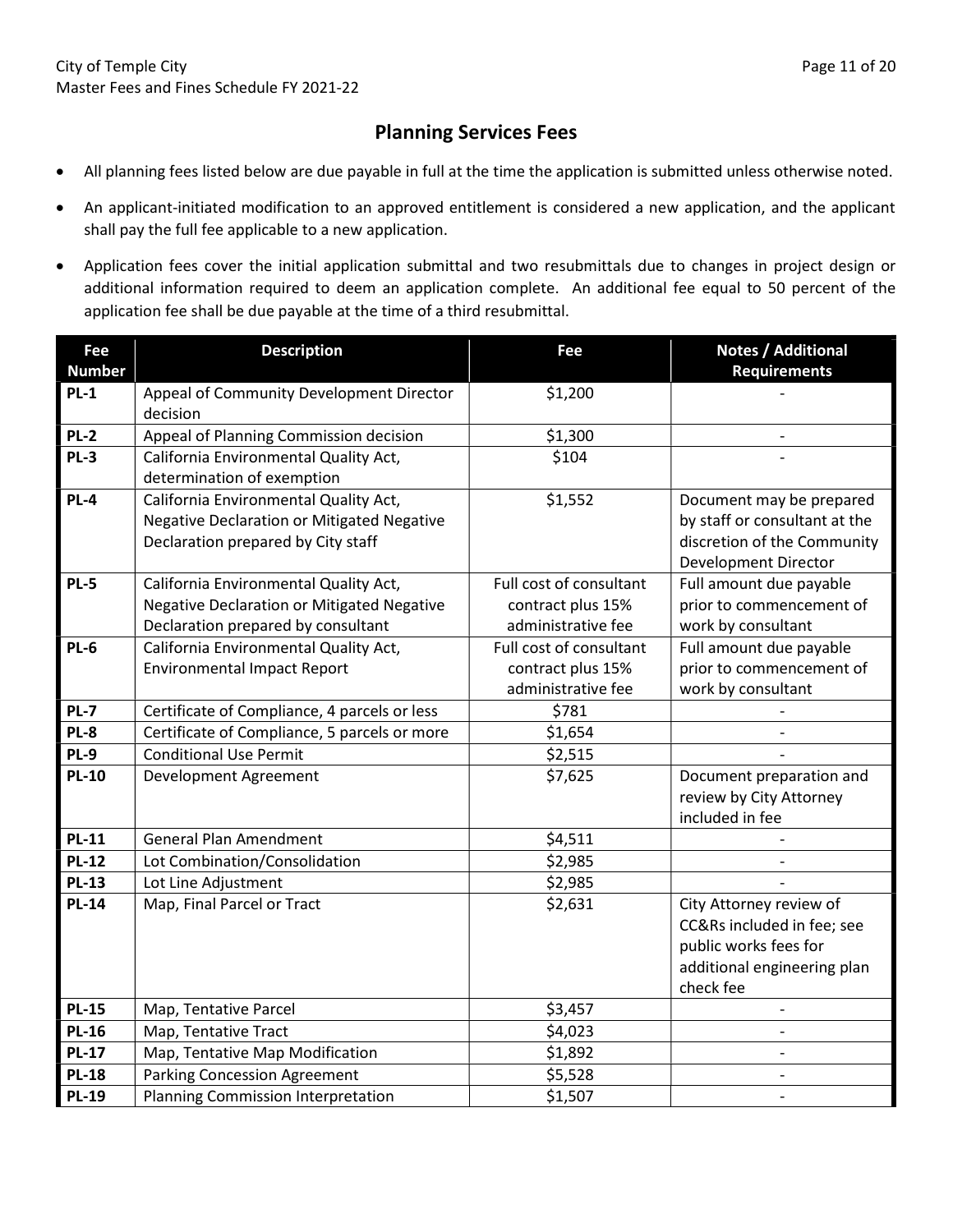## Planning Services Fees

- All planning fees listed below are due payable in full at the time the application is submitted unless otherwise noted.
- An applicant-initiated modification to an approved entitlement is considered a new application, and the applicant shall pay the full fee applicable to a new application.
- Application fees cover the initial application submittal and two resubmittals due to changes in project design or additional information required to deem an application complete. An additional fee equal to 50 percent of the application fee shall be due payable at the time of a third resubmittal.

| Fee Number | Description | Fee | Notes / Additional Requirements |
|---|---|---|---|
| **PL-1** | Appeal of Community Development Director decision | $1,200 | - |
| **PL-2** | Appeal of Planning Commission decision | $1,300 | - |
| **PL-3** | California Environmental Quality Act, determination of exemption | $104 | - |
| **PL-4** | California Environmental Quality Act, Negative Declaration or Mitigated Negative Declaration prepared by City staff | $1,552 | Document may be prepared by staff or consultant at the discretion of the Community Development Director |
| **PL-5** | California Environmental Quality Act, Negative Declaration or Mitigated Negative Declaration prepared by consultant | Full cost of consultant contract plus 15% administrative fee | Full amount due payable prior to commencement of work by consultant |
| **PL-6** | California Environmental Quality Act, Environmental Impact Report | Full cost of consultant contract plus 15% administrative fee | Full amount due payable prior to commencement of work by consultant |
| **PL-7** | Certificate of Compliance, 4 parcels or less | $781 | - |
| **PL-8** | Certificate of Compliance, 5 parcels or more | $1,654 | - |
| **PL-9** | Conditional Use Permit | $2,515 | - |
| **PL-10** | Development Agreement | $7,625 | Document preparation and review by City Attorney included in fee |
| **PL-11** | General Plan Amendment | $4,511 | - |
| **PL-12** | Lot Combination/Consolidation | $2,985 | - |
| **PL-13** | Lot Line Adjustment | $2,985 | - |
| **PL-14** | Map, Final Parcel or Tract | $2,631 | City Attorney review of CC&Rs included in fee; see public works fees for additional engineering plan check fee |
| **PL-15** | Map, Tentative Parcel | $3,457 | - |
| **PL-16** | Map, Tentative Tract | $4,023 | - |
| **PL-17** | Map, Tentative Map Modification | $1,892 | - |
| **PL-18** | Parking Concession Agreement | $5,528 | - |
| **PL-19** | Planning Commission Interpretation | $1,507 | - |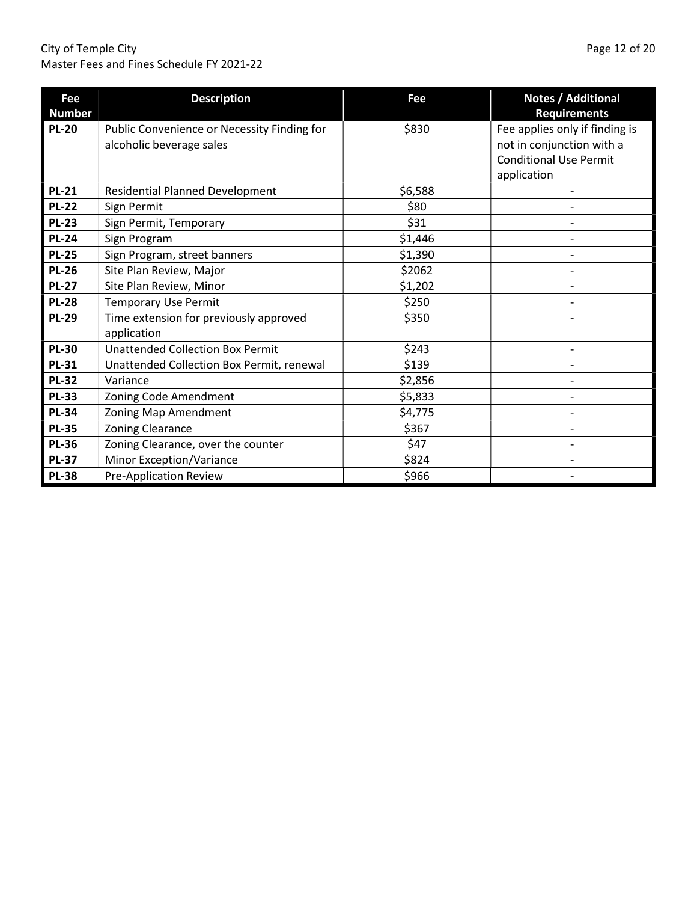| Fee Number | Description | Fee | Notes / Additional Requirements |
| --- | --- | --- | --- |
| **PL-20** | Public Convenience or Necessity Finding for alcoholic beverage sales | $830 | Fee applies only if finding is not in conjunction with a Conditional Use Permit application |
| **PL-21** | Residential Planned Development | $6,588 | - |
| **PL-22** | Sign Permit | $80 | - |
| **PL-23** | Sign Permit, Temporary | $31 | - |
| **PL-24** | Sign Program | $1,446 | - |
| **PL-25** | Sign Program, street banners | $1,390 | - |
| **PL-26** | Site Plan Review, Major | $2062 | - |
| **PL-27** | Site Plan Review, Minor | $1,202 | - |
| **PL-28** | Temporary Use Permit | $250 | - |
| **PL-29** | Time extension for previously approved application | $350 | - |
| **PL-30** | Unattended Collection Box Permit | $243 | - |
| **PL-31** | Unattended Collection Box Permit, renewal | $139 | - |
| **PL-32** | Variance | $2,856 | - |
| **PL-33** | Zoning Code Amendment | $5,833 | - |
| **PL-34** | Zoning Map Amendment | $4,775 | - |
| **PL-35** | Zoning Clearance | $367 | - |
| **PL-36** | Zoning Clearance, over the counter | $47 | - |
| **PL-37** | Minor Exception/Variance | $824 | - |
| **PL-38** | Pre-Application Review | $966 | - |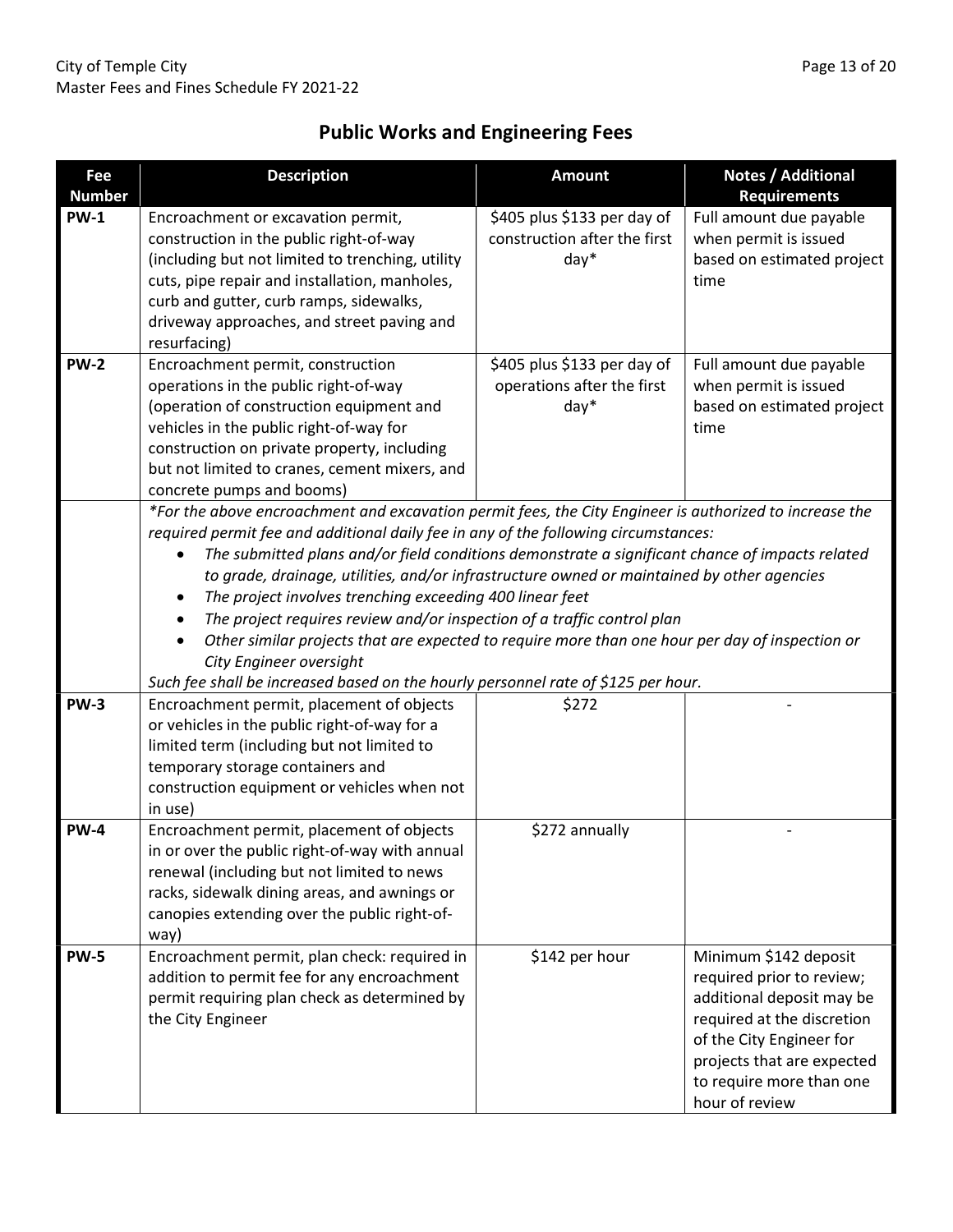## Public Works and Engineering Fees

| Fee Number | Description | Amount | Notes / Additional Requirements |
|---|---|---|---|
| **PW-1** | Encroachment or excavation permit, construction in the public right-of-way (including but not limited to trenching, utility cuts, pipe repair and installation, manholes, curb and gutter, curb ramps, sidewalks, driveway approaches, and street paving and resurfacing) | $405 plus $133 per day of construction after the first day* | Full amount due payable when permit is issued based on estimated project time |
| **PW-2** | Encroachment permit, construction operations in the public right-of-way (operation of construction equipment and vehicles in the public right-of-way for construction on private property, including but not limited to cranes, cement mixers, and concrete pumps and booms) | $405 plus $133 per day of operations after the first day* | Full amount due payable when permit is issued based on estimated project time |
| | *For the above encroachment and excavation permit fees, the City Engineer is authorized to increase the required permit fee and additional daily fee in any of the following circumstances:*<br>• *The submitted plans and/or field conditions demonstrate a significant chance of impacts related to grade, drainage, utilities, and/or infrastructure owned or maintained by other agencies*<br>• *The project involves trenching exceeding 400 linear feet*<br>• *The project requires review and/or inspection of a traffic control plan*<br>• *Other similar projects that are expected to require more than one hour per day of inspection or City Engineer oversight*<br>*Such fee shall be increased based on the hourly personnel rate of $125 per hour.* | | |
| **PW-3** | Encroachment permit, placement of objects or vehicles in the public right-of-way for a limited term (including but not limited to temporary storage containers and construction equipment or vehicles when not in use) | $272 | - |
| **PW-4** | Encroachment permit, placement of objects in or over the public right-of-way with annual renewal (including but not limited to news racks, sidewalk dining areas, and awnings or canopies extending over the public right-of-way) | $272 annually | - |
| **PW-5** | Encroachment permit, plan check: required in addition to permit fee for any encroachment permit requiring plan check as determined by the City Engineer | $142 per hour | Minimum $142 deposit required prior to review; additional deposit may be required at the discretion of the City Engineer for projects that are expected to require more than one hour of review |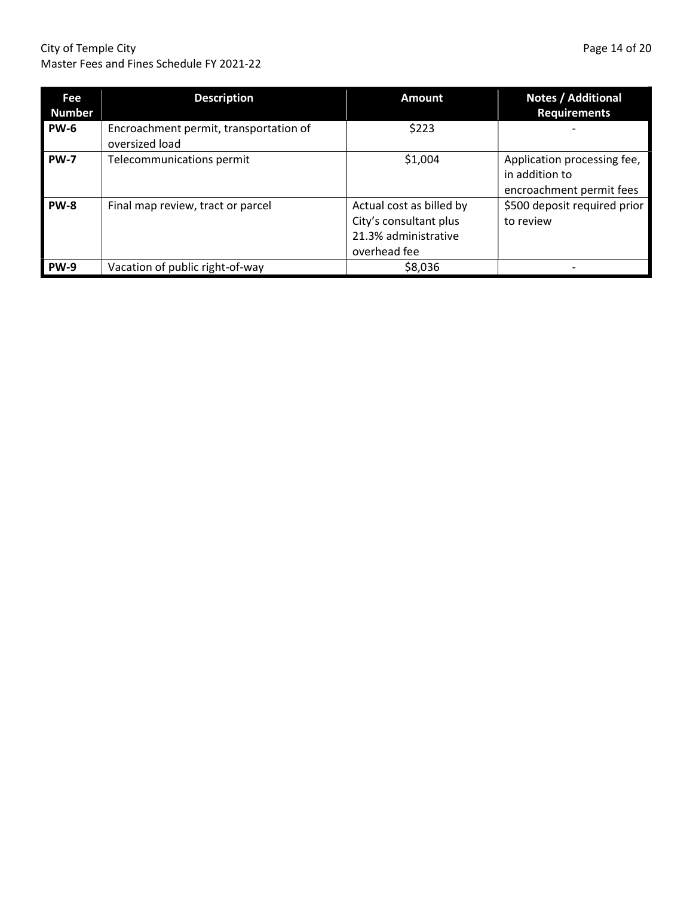| Fee Number | Description | Amount | Notes / Additional Requirements |
|---|---|---|---|
| **PW-6** | Encroachment permit, transportation of oversized load | $223 | - |
| **PW-7** | Telecommunications permit | $1,004 | Application processing fee, in addition to encroachment permit fees |
| **PW-8** | Final map review, tract or parcel | Actual cost as billed by City's consultant plus 21.3% administrative overhead fee | $500 deposit required prior to review |
| **PW-9** | Vacation of public right-of-way | $8,036 | - |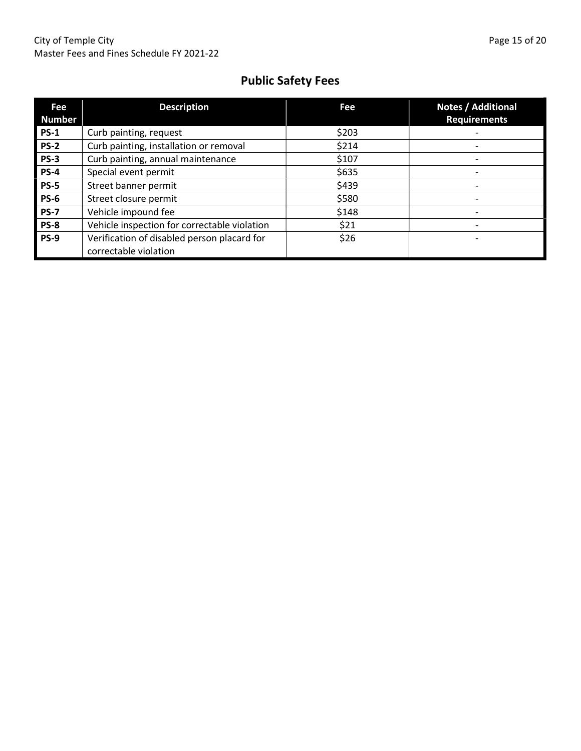## Public Safety Fees

| Fee Number | Description | Fee | Notes / Additional Requirements |
|---|---|---|---|
| **PS-1** | Curb painting, request | $203 | - |
| **PS-2** | Curb painting, installation or removal | $214 | - |
| **PS-3** | Curb painting, annual maintenance | $107 | - |
| **PS-4** | Special event permit | $635 | - |
| **PS-5** | Street banner permit | $439 | - |
| **PS-6** | Street closure permit | $580 | - |
| **PS-7** | Vehicle impound fee | $148 | - |
| **PS-8** | Vehicle inspection for correctable violation | $21 | - |
| **PS-9** | Verification of disabled person placard for correctable violation | $26 | - |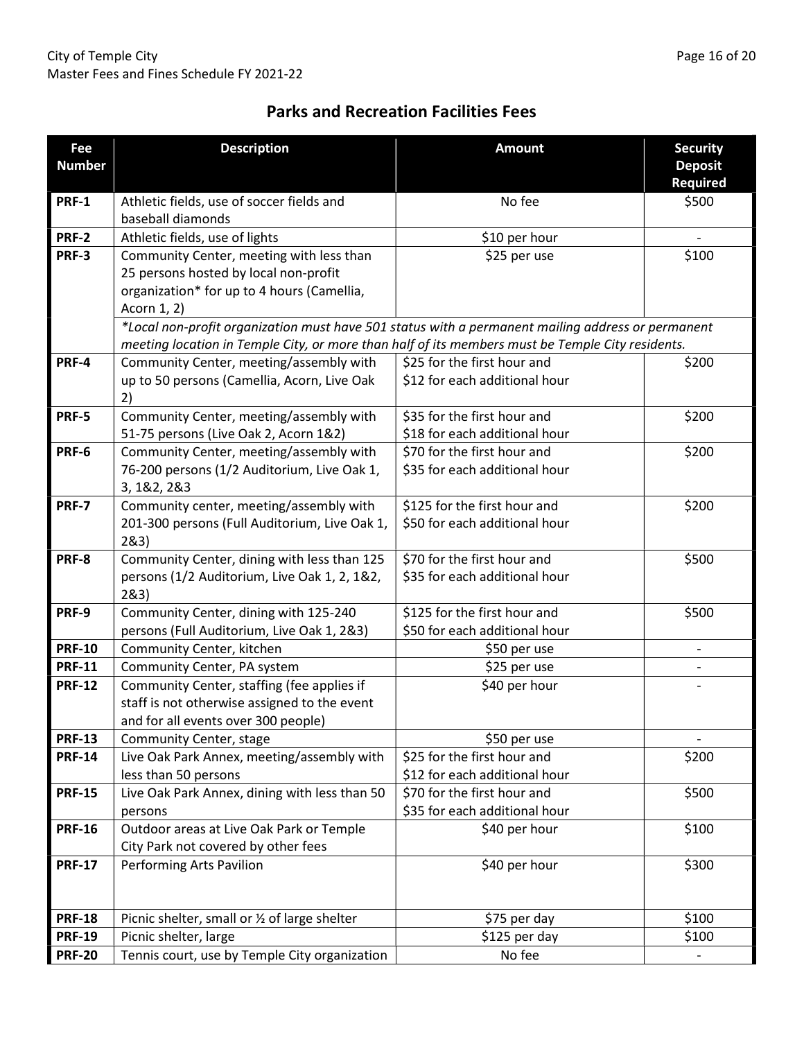## Parks and Recreation Facilities Fees

| Fee Number | Description | Amount | Security Deposit Required |
|---|---|---|---|
| **PRF-1** | Athletic fields, use of soccer fields and baseball diamonds | No fee | $500 |
| **PRF-2** | Athletic fields, use of lights | $10 per hour | - |
| **PRF-3** | Community Center, meeting with less than 25 persons hosted by local non-profit organization* for up to 4 hours (Camellia, Acorn 1, 2) | $25 per use | $100 |
| | *\*Local non-profit organization must have 501 status with a permanent mailing address or permanent meeting location in Temple City, or more than half of its members must be Temple City residents.* | | |
| **PRF-4** | Community Center, meeting/assembly with up to 50 persons (Camellia, Acorn, Live Oak 2) | $25 for the first hour and $12 for each additional hour | $200 |
| **PRF-5** | Community Center, meeting/assembly with 51-75 persons (Live Oak 2, Acorn 1&2) | $35 for the first hour and $18 for each additional hour | $200 |
| **PRF-6** | Community Center, meeting/assembly with 76-200 persons (1/2 Auditorium, Live Oak 1, 3, 1&2, 2&3 | $70 for the first hour and $35 for each additional hour | $200 |
| **PRF-7** | Community center, meeting/assembly with 201-300 persons (Full Auditorium, Live Oak 1, 2&3) | $125 for the first hour and $50 for each additional hour | $200 |
| **PRF-8** | Community Center, dining with less than 125 persons (1/2 Auditorium, Live Oak 1, 2, 1&2, 2&3) | $70 for the first hour and $35 for each additional hour | $500 |
| **PRF-9** | Community Center, dining with 125-240 persons (Full Auditorium, Live Oak 1, 2&3) | $125 for the first hour and $50 for each additional hour | $500 |
| **PRF-10** | Community Center, kitchen | $50 per use | - |
| **PRF-11** | Community Center, PA system | $25 per use | - |
| **PRF-12** | Community Center, staffing (fee applies if staff is not otherwise assigned to the event and for all events over 300 people) | $40 per hour | - |
| **PRF-13** | Community Center, stage | $50 per use | - |
| **PRF-14** | Live Oak Park Annex, meeting/assembly with less than 50 persons | $25 for the first hour and $12 for each additional hour | $200 |
| **PRF-15** | Live Oak Park Annex, dining with less than 50 persons | $70 for the first hour and $35 for each additional hour | $500 |
| **PRF-16** | Outdoor areas at Live Oak Park or Temple City Park not covered by other fees | $40 per hour | $100 |
| **PRF-17** | Performing Arts Pavilion | $40 per hour | $300 |
| **PRF-18** | Picnic shelter, small or ½ of large shelter | $75 per day | $100 |
| **PRF-19** | Picnic shelter, large | $125 per day | $100 |
| **PRF-20** | Tennis court, use by Temple City organization | No fee | - |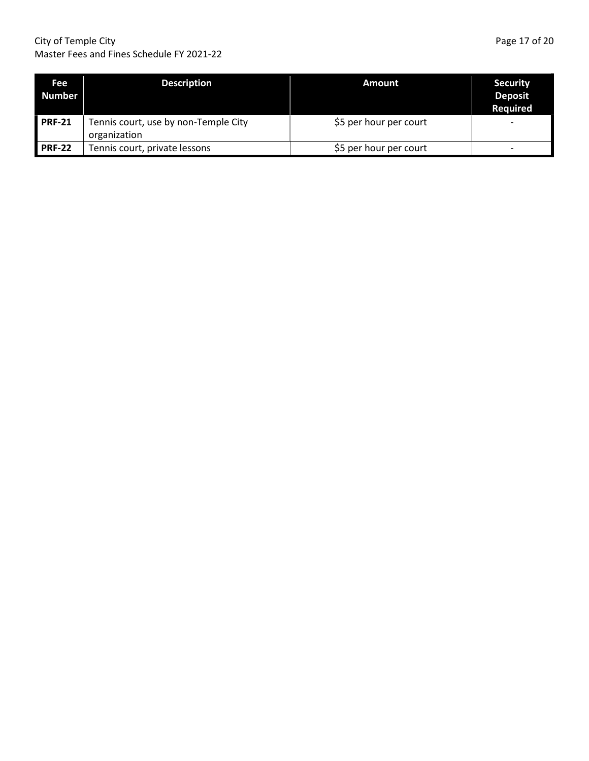| Fee Number | Description | Amount | Security Deposit Required |
| --- | --- | --- | --- |
| **PRF-21** | Tennis court, use by non-Temple City organization | \$5 per hour per court | - |
| **PRF-22** | Tennis court, private lessons | \$5 per hour per court | - |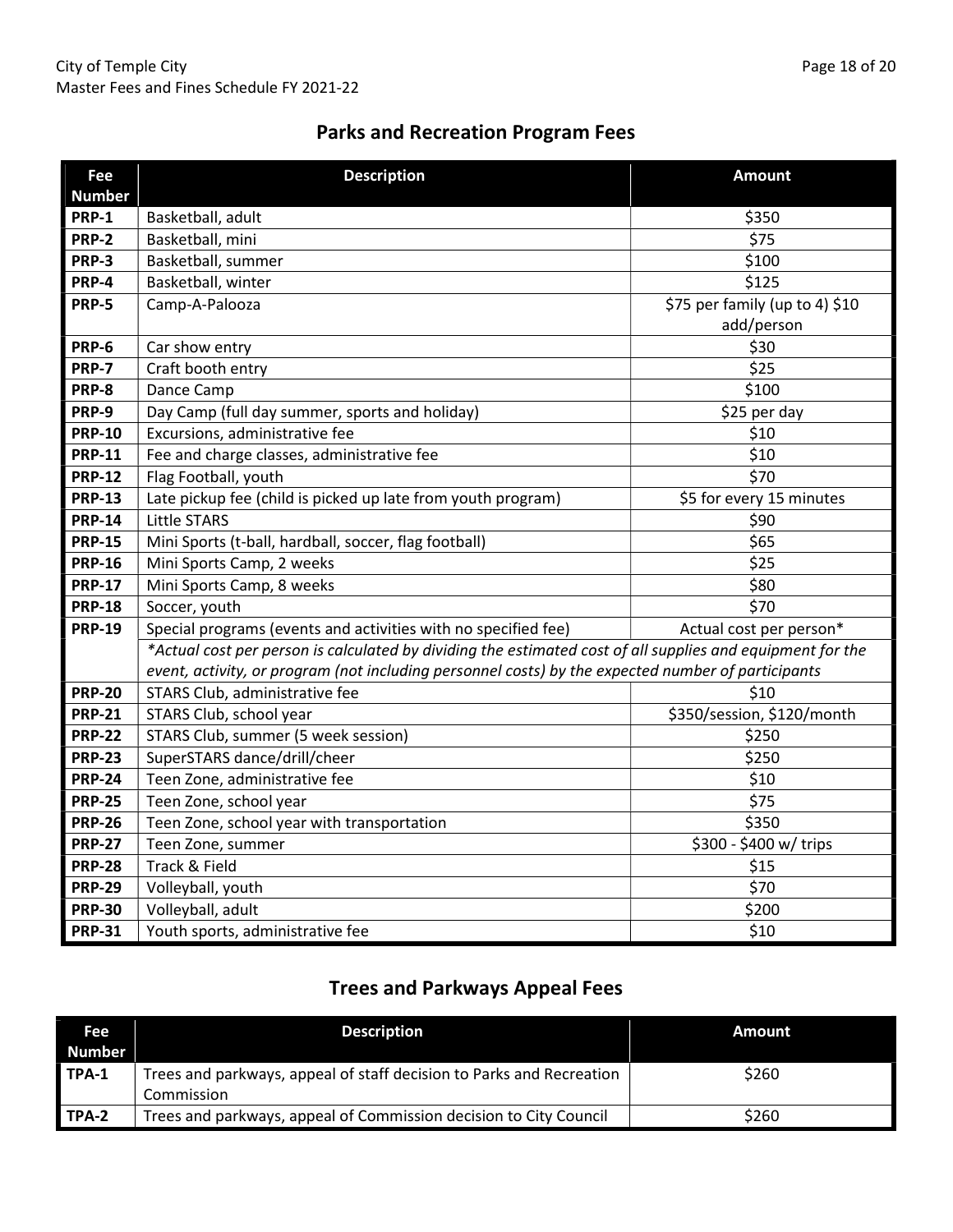## Parks and Recreation Program Fees

| Fee Number | Description | Amount |
|---|---|---|
| **PRP-1** | Basketball, adult | $350 |
| **PRP-2** | Basketball, mini | $75 |
| **PRP-3** | Basketball, summer | $100 |
| **PRP-4** | Basketball, winter | $125 |
| **PRP-5** | Camp-A-Palooza | $75 per family (up to 4) $10 add/person |
| **PRP-6** | Car show entry | $30 |
| **PRP-7** | Craft booth entry | $25 |
| **PRP-8** | Dance Camp | $100 |
| **PRP-9** | Day Camp (full day summer, sports and holiday) | $25 per day |
| **PRP-10** | Excursions, administrative fee | $10 |
| **PRP-11** | Fee and charge classes, administrative fee | $10 |
| **PRP-12** | Flag Football, youth | $70 |
| **PRP-13** | Late pickup fee (child is picked up late from youth program) | $5 for every 15 minutes |
| **PRP-14** | Little STARS | $90 |
| **PRP-15** | Mini Sports (t-ball, hardball, soccer, flag football) | $65 |
| **PRP-16** | Mini Sports Camp, 2 weeks | $25 |
| **PRP-17** | Mini Sports Camp, 8 weeks | $80 |
| **PRP-18** | Soccer, youth | $70 |
| **PRP-19** | Special programs (events and activities with no specified fee) | Actual cost per person* |
| | *\*Actual cost per person is calculated by dividing the estimated cost of all supplies and equipment for the event, activity, or program (not including personnel costs) by the expected number of participants* | |
| **PRP-20** | STARS Club, administrative fee | $10 |
| **PRP-21** | STARS Club, school year | $350/session, $120/month |
| **PRP-22** | STARS Club, summer (5 week session) | $250 |
| **PRP-23** | SuperSTARS dance/drill/cheer | $250 |
| **PRP-24** | Teen Zone, administrative fee | $10 |
| **PRP-25** | Teen Zone, school year | $75 |
| **PRP-26** | Teen Zone, school year with transportation | $350 |
| **PRP-27** | Teen Zone, summer | $300 - $400 w/ trips |
| **PRP-28** | Track & Field | $15 |
| **PRP-29** | Volleyball, youth | $70 |
| **PRP-30** | Volleyball, adult | $200 |
| **PRP-31** | Youth sports, administrative fee | $10 |

## Trees and Parkways Appeal Fees

| Fee Number | Description | Amount |
|---|---|---|
| **TPA-1** | Trees and parkways, appeal of staff decision to Parks and Recreation Commission | $260 |
| **TPA-2** | Trees and parkways, appeal of Commission decision to City Council | $260 |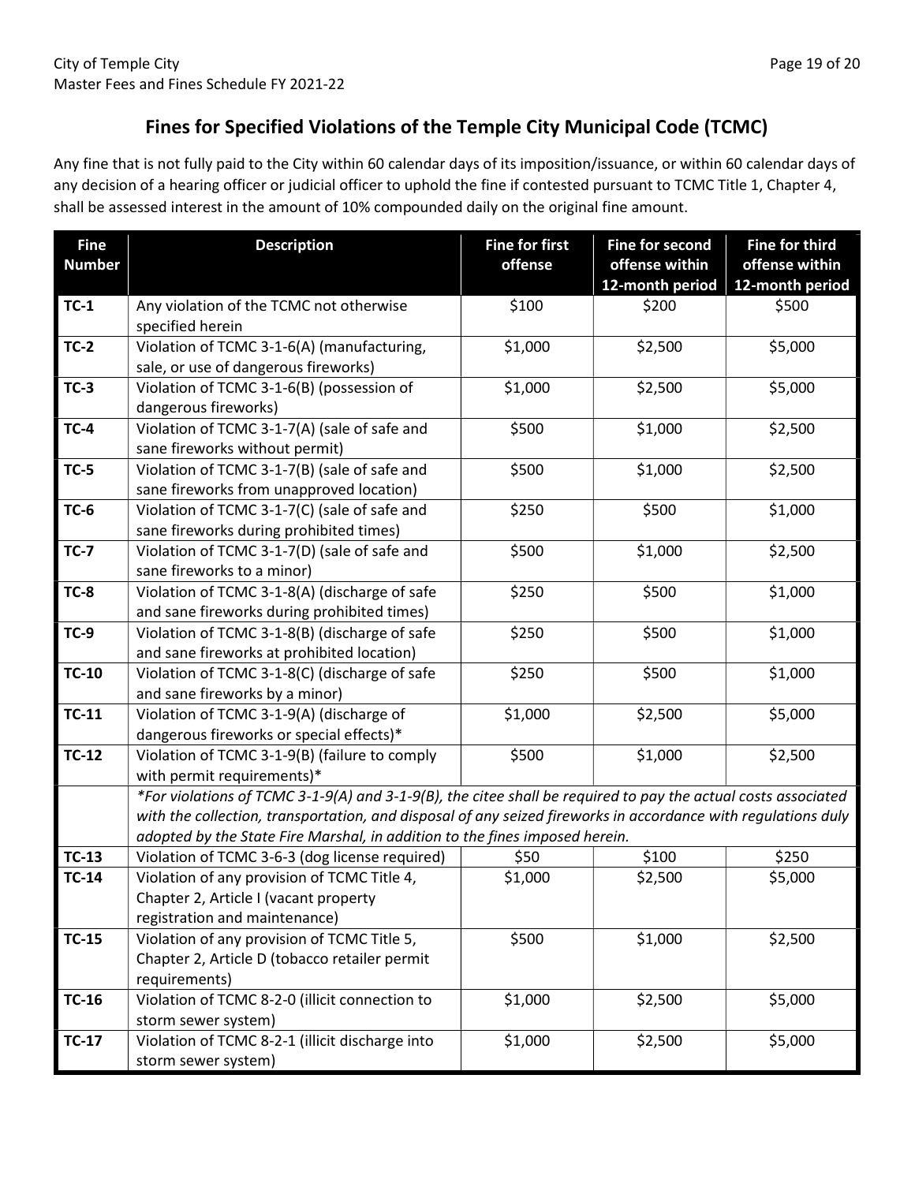## Fines for Specified Violations of the Temple City Municipal Code (TCMC)

Any fine that is not fully paid to the City within 60 calendar days of its imposition/issuance, or within 60 calendar days of any decision of a hearing officer or judicial officer to uphold the fine if contested pursuant to TCMC Title 1, Chapter 4, shall be assessed interest in the amount of 10% compounded daily on the original fine amount.

| Fine Number | Description | Fine for first offense | Fine for second offense within 12-month period | Fine for third offense within 12-month period |
|---|---|---|---|---|
| **TC-1** | Any violation of the TCMC not otherwise specified herein | $100 | $200 | $500 |
| **TC-2** | Violation of TCMC 3-1-6(A) (manufacturing, sale, or use of dangerous fireworks) | $1,000 | $2,500 | $5,000 |
| **TC-3** | Violation of TCMC 3-1-6(B) (possession of dangerous fireworks) | $1,000 | $2,500 | $5,000 |
| **TC-4** | Violation of TCMC 3-1-7(A) (sale of safe and sane fireworks without permit) | $500 | $1,000 | $2,500 |
| **TC-5** | Violation of TCMC 3-1-7(B) (sale of safe and sane fireworks from unapproved location) | $500 | $1,000 | $2,500 |
| **TC-6** | Violation of TCMC 3-1-7(C) (sale of safe and sane fireworks during prohibited times) | $250 | $500 | $1,000 |
| **TC-7** | Violation of TCMC 3-1-7(D) (sale of safe and sane fireworks to a minor) | $500 | $1,000 | $2,500 |
| **TC-8** | Violation of TCMC 3-1-8(A) (discharge of safe and sane fireworks during prohibited times) | $250 | $500 | $1,000 |
| **TC-9** | Violation of TCMC 3-1-8(B) (discharge of safe and sane fireworks at prohibited location) | $250 | $500 | $1,000 |
| **TC-10** | Violation of TCMC 3-1-8(C) (discharge of safe and sane fireworks by a minor) | $250 | $500 | $1,000 |
| **TC-11** | Violation of TCMC 3-1-9(A) (discharge of dangerous fireworks or special effects)* | $1,000 | $2,500 | $5,000 |
| **TC-12** | Violation of TCMC 3-1-9(B) (failure to comply with permit requirements)* | $500 | $1,000 | $2,500 |
| | *\*For violations of TCMC 3-1-9(A) and 3-1-9(B), the citee shall be required to pay the actual costs associated with the collection, transportation, and disposal of any seized fireworks in accordance with regulations duly adopted by the State Fire Marshal, in addition to the fines imposed herein.* | | | |
| **TC-13** | Violation of TCMC 3-6-3 (dog license required) | $50 | $100 | $250 |
| **TC-14** | Violation of any provision of TCMC Title 4, Chapter 2, Article I (vacant property registration and maintenance) | $1,000 | $2,500 | $5,000 |
| **TC-15** | Violation of any provision of TCMC Title 5, Chapter 2, Article D (tobacco retailer permit requirements) | $500 | $1,000 | $2,500 |
| **TC-16** | Violation of TCMC 8-2-0 (illicit connection to storm sewer system) | $1,000 | $2,500 | $5,000 |
| **TC-17** | Violation of TCMC 8-2-1 (illicit discharge into storm sewer system) | $1,000 | $2,500 | $5,000 |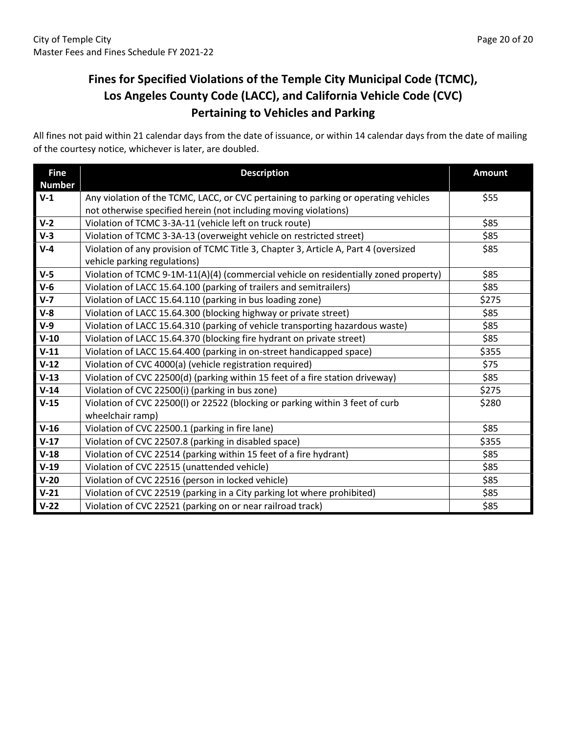## Fines for Specified Violations of the Temple City Municipal Code (TCMC), Los Angeles County Code (LACC), and California Vehicle Code (CVC) Pertaining to Vehicles and Parking

All fines not paid within 21 calendar days from the date of issuance, or within 14 calendar days from the date of mailing of the courtesy notice, whichever is later, are doubled.

| Fine Number | Description | Amount |
|---|---|---|
| **V-1** | Any violation of the TCMC, LACC, or CVC pertaining to parking or operating vehicles not otherwise specified herein (not including moving violations) | $55 |
| **V-2** | Violation of TCMC 3-3A-11 (vehicle left on truck route) | $85 |
| **V-3** | Violation of TCMC 3-3A-13 (overweight vehicle on restricted street) | $85 |
| **V-4** | Violation of any provision of TCMC Title 3, Chapter 3, Article A, Part 4 (oversized vehicle parking regulations) | $85 |
| **V-5** | Violation of TCMC 9-1M-11(A)(4) (commercial vehicle on residentially zoned property) | $85 |
| **V-6** | Violation of LACC 15.64.100 (parking of trailers and semitrailers) | $85 |
| **V-7** | Violation of LACC 15.64.110 (parking in bus loading zone) | $275 |
| **V-8** | Violation of LACC 15.64.300 (blocking highway or private street) | $85 |
| **V-9** | Violation of LACC 15.64.310 (parking of vehicle transporting hazardous waste) | $85 |
| **V-10** | Violation of LACC 15.64.370 (blocking fire hydrant on private street) | $85 |
| **V-11** | Violation of LACC 15.64.400 (parking in on-street handicapped space) | $355 |
| **V-12** | Violation of CVC 4000(a) (vehicle registration required) | $75 |
| **V-13** | Violation of CVC 22500(d) (parking within 15 feet of a fire station driveway) | $85 |
| **V-14** | Violation of CVC 22500(i) (parking in bus zone) | $275 |
| **V-15** | Violation of CVC 22500(l) or 22522 (blocking or parking within 3 feet of curb wheelchair ramp) | $280 |
| **V-16** | Violation of CVC 22500.1 (parking in fire lane) | $85 |
| **V-17** | Violation of CVC 22507.8 (parking in disabled space) | $355 |
| **V-18** | Violation of CVC 22514 (parking within 15 feet of a fire hydrant) | $85 |
| **V-19** | Violation of CVC 22515 (unattended vehicle) | $85 |
| **V-20** | Violation of CVC 22516 (person in locked vehicle) | $85 |
| **V-21** | Violation of CVC 22519 (parking in a City parking lot where prohibited) | $85 |
| **V-22** | Violation of CVC 22521 (parking on or near railroad track) | $85 |